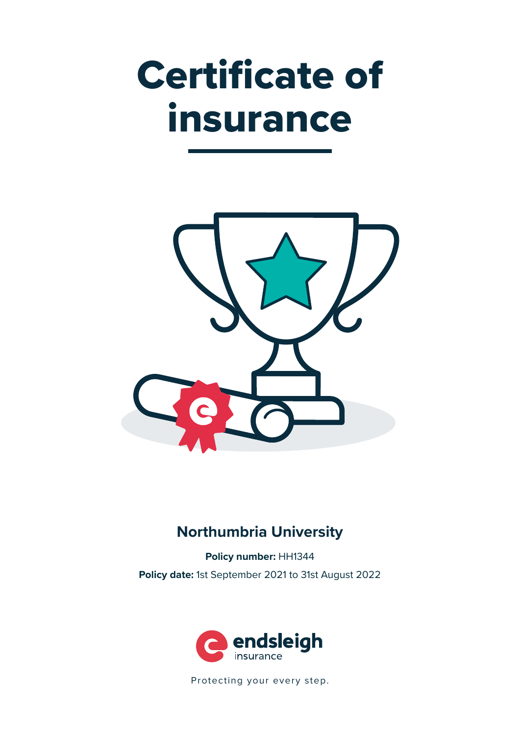# Certificate of insurance

## Northumbria University

**Policy number:** HH1344

**Policy date:** 1st September 2021 to 31st August 2022

endsleigh insurance

Protecting your every step.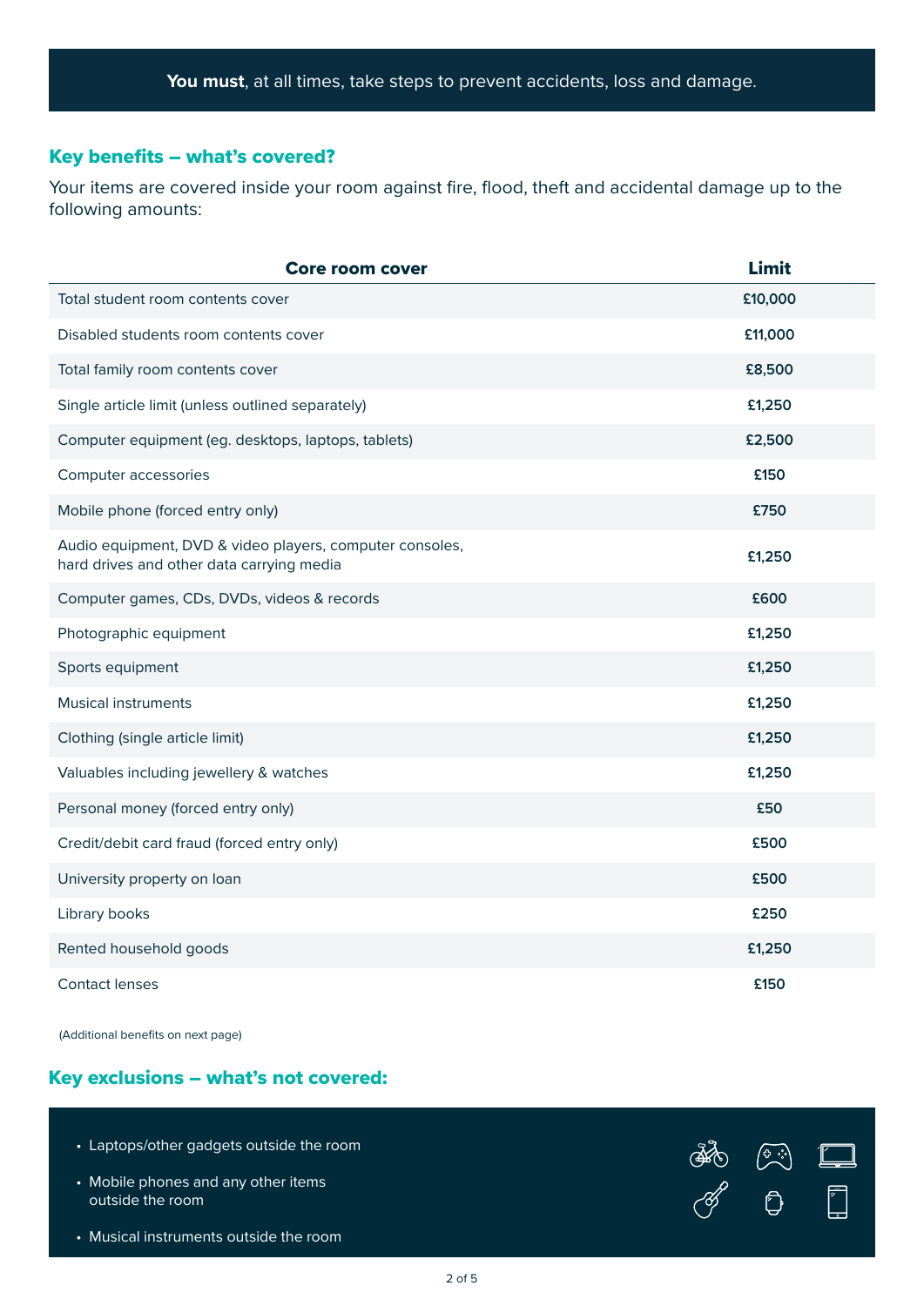**You must**, at all times, take steps to prevent accidents, loss and damage.

## Key benefits – what's covered?

Your items are covered inside your room against fire, flood, theft and accidental damage up to the following amounts:

| Core room cover | Limit |
|---|---|
| Total student room contents cover | £10,000 |
| Disabled students room contents cover | £11,000 |
| Total family room contents cover | £8,500 |
| Single article limit (unless outlined separately) | £1,250 |
| Computer equipment (eg. desktops, laptops, tablets) | £2,500 |
| Computer accessories | £150 |
| Mobile phone (forced entry only) | £750 |
| Audio equipment, DVD & video players, computer consoles, hard drives and other data carrying media | £1,250 |
| Computer games, CDs, DVDs, videos & records | £600 |
| Photographic equipment | £1,250 |
| Sports equipment | £1,250 |
| Musical instruments | £1,250 |
| Clothing (single article limit) | £1,250 |
| Valuables including jewellery & watches | £1,250 |
| Personal money (forced entry only) | £50 |
| Credit/debit card fraud (forced entry only) | £500 |
| University property on loan | £500 |
| Library books | £250 |
| Rented household goods | £1,250 |
| Contact lenses | £150 |

(Additional benefits on next page)

## Key exclusions – what's not covered:

- Laptops/other gadgets outside the room
- Mobile phones and any other items outside the room
- Musical instruments outside the room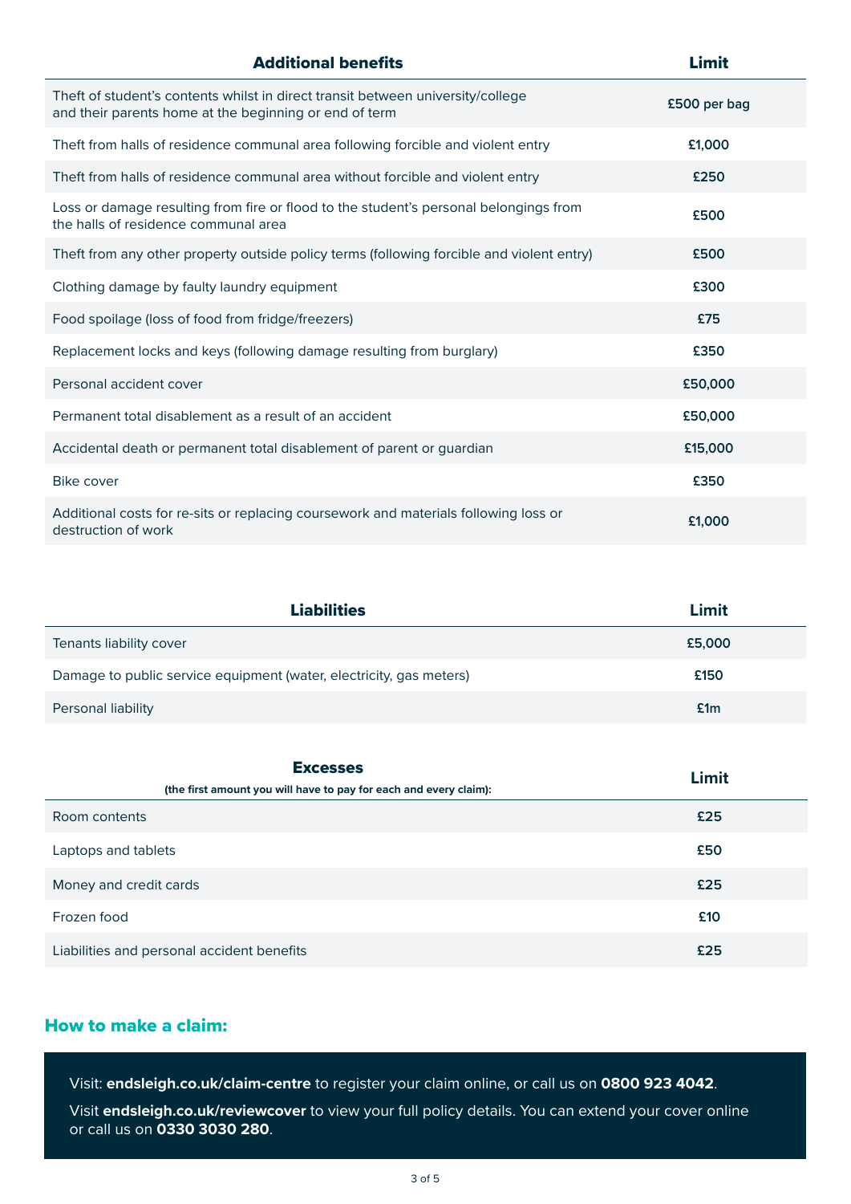| Additional benefits | Limit |
|---|---|
| Theft of student's contents whilst in direct transit between university/college and their parents home at the beginning or end of term | £500 per bag |
| Theft from halls of residence communal area following forcible and violent entry | £1,000 |
| Theft from halls of residence communal area without forcible and violent entry | £250 |
| Loss or damage resulting from fire or flood to the student's personal belongings from the halls of residence communal area | £500 |
| Theft from any other property outside policy terms (following forcible and violent entry) | £500 |
| Clothing damage by faulty laundry equipment | £300 |
| Food spoilage (loss of food from fridge/freezers) | £75 |
| Replacement locks and keys (following damage resulting from burglary) | £350 |
| Personal accident cover | £50,000 |
| Permanent total disablement as a result of an accident | £50,000 |
| Accidental death or permanent total disablement of parent or guardian | £15,000 |
| Bike cover | £350 |
| Additional costs for re-sits or replacing coursework and materials following loss or destruction of work | £1,000 |

| Liabilities | Limit |
|---|---|
| Tenants liability cover | £5,000 |
| Damage to public service equipment (water, electricity, gas meters) | £150 |
| Personal liability | £1m |

| Excesses (the first amount you will have to pay for each and every claim): | Limit |
|---|---|
| Room contents | £25 |
| Laptops and tablets | £50 |
| Money and credit cards | £25 |
| Frozen food | £10 |
| Liabilities and personal accident benefits | £25 |

## How to make a claim:

Visit: **endsleigh.co.uk/claim-centre** to register your claim online, or call us on **0800 923 4042**.

Visit **endsleigh.co.uk/reviewcover** to view your full policy details. You can extend your cover online or call us on **0330 3030 280**.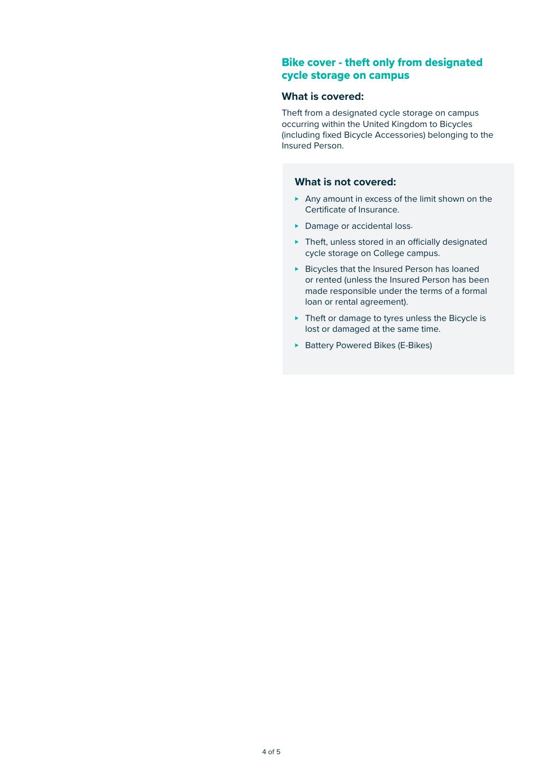## Bike cover - theft only from designated cycle storage on campus

### What is covered:

Theft from a designated cycle storage on campus occurring within the United Kingdom to Bicycles (including fixed Bicycle Accessories) belonging to the Insured Person.

### What is not covered:

- Any amount in excess of the limit shown on the Certificate of Insurance.
- Damage or accidental loss.
- Theft, unless stored in an officially designated cycle storage on College campus.
- Bicycles that the Insured Person has loaned or rented (unless the Insured Person has been made responsible under the terms of a formal loan or rental agreement).
- Theft or damage to tyres unless the Bicycle is lost or damaged at the same time.
- Battery Powered Bikes (E-Bikes)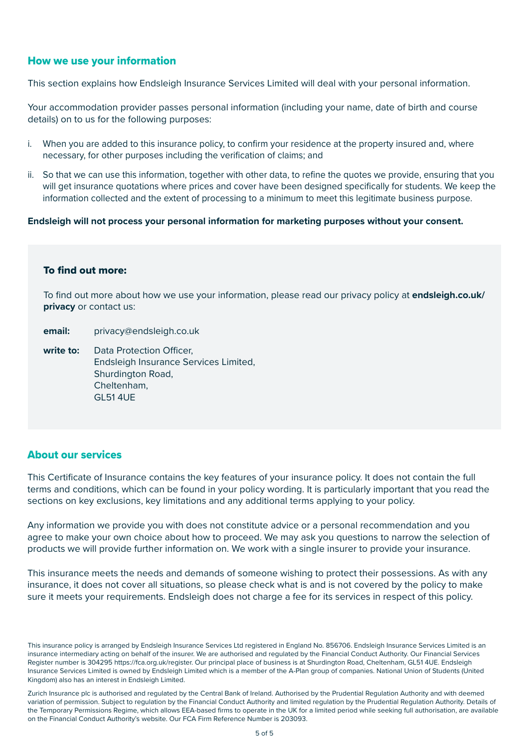## How we use your information

This section explains how Endsleigh Insurance Services Limited will deal with your personal information.

Your accommodation provider passes personal information (including your name, date of birth and course details) on to us for the following purposes:

i. When you are added to this insurance policy, to confirm your residence at the property insured and, where necessary, for other purposes including the verification of claims; and

ii. So that we can use this information, together with other data, to refine the quotes we provide, ensuring that you will get insurance quotations where prices and cover have been designed specifically for students. We keep the information collected and the extent of processing to a minimum to meet this legitimate business purpose.

**Endsleigh will not process your personal information for marketing purposes without your consent.**

### To find out more:

To find out more about how we use your information, please read our privacy policy at **endsleigh.co.uk/privacy** or contact us:

**email:** privacy@endsleigh.co.uk

**write to:** Data Protection Officer,
Endsleigh Insurance Services Limited,
Shurdington Road,
Cheltenham,
GL51 4UE

## About our services

This Certificate of Insurance contains the key features of your insurance policy. It does not contain the full terms and conditions, which can be found in your policy wording. It is particularly important that you read the sections on key exclusions, key limitations and any additional terms applying to your policy.

Any information we provide you with does not constitute advice or a personal recommendation and you agree to make your own choice about how to proceed. We may ask you questions to narrow the selection of products we will provide further information on. We work with a single insurer to provide your insurance.

This insurance meets the needs and demands of someone wishing to protect their possessions. As with any insurance, it does not cover all situations, so please check what is and is not covered by the policy to make sure it meets your requirements. Endsleigh does not charge a fee for its services in respect of this policy.

This insurance policy is arranged by Endsleigh Insurance Services Ltd registered in England No. 856706. Endsleigh Insurance Services Limited is an insurance intermediary acting on behalf of the insurer. We are authorised and regulated by the Financial Conduct Authority. Our Financial Services Register number is 304295 https://fca.org.uk/register. Our principal place of business is at Shurdington Road, Cheltenham, GL51 4UE. Endsleigh Insurance Services Limited is owned by Endsleigh Limited which is a member of the A-Plan group of companies. National Union of Students (United Kingdom) also has an interest in Endsleigh Limited.

Zurich Insurance plc is authorised and regulated by the Central Bank of Ireland. Authorised by the Prudential Regulation Authority and with deemed variation of permission. Subject to regulation by the Financial Conduct Authority and limited regulation by the Prudential Regulation Authority. Details of the Temporary Permissions Regime, which allows EEA-based firms to operate in the UK for a limited period while seeking full authorisation, are available on the Financial Conduct Authority's website. Our FCA Firm Reference Number is 203093.